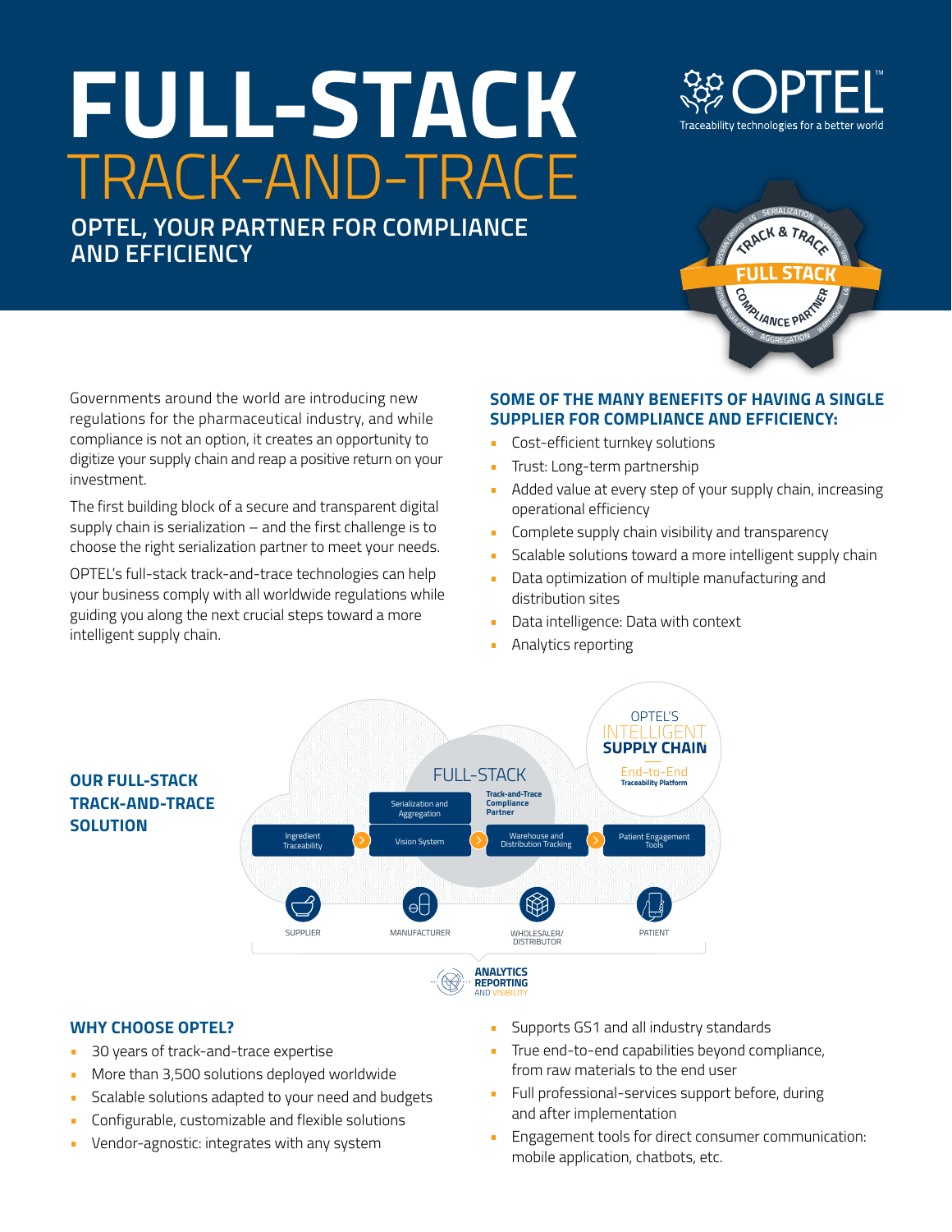# FULL-STACK TRACK-AND-TRACE

## OPTEL, YOUR PARTNER FOR COMPLIANCE AND EFFICIENCY

OPTEL™
Traceability technologies for a better world

Governments around the world are introducing new regulations for the pharmaceutical industry, and while compliance is not an option, it creates an opportunity to digitize your supply chain and reap a positive return on your investment.

The first building block of a secure and transparent digital supply chain is serialization – and the first challenge is to choose the right serialization partner to meet your needs.

OPTEL's full-stack track-and-trace technologies can help your business comply with all worldwide regulations while guiding you along the next crucial steps toward a more intelligent supply chain.

### SOME OF THE MANY BENEFITS OF HAVING A SINGLE SUPPLIER FOR COMPLIANCE AND EFFICIENCY:

- Cost-efficient turnkey solutions
- Trust: Long-term partnership
- Added value at every step of your supply chain, increasing operational efficiency
- Complete supply chain visibility and transparency
- Scalable solutions toward a more intelligent supply chain
- Data optimization of multiple manufacturing and distribution sites
- Data intelligence: Data with context
- Analytics reporting

### OUR FULL-STACK TRACK-AND-TRACE SOLUTION

OPTEL'S INTELLIGENT SUPPLY CHAIN
End-to-End Traceability Platform

FULL-STACK
Track-and-Trace Compliance Partner

- Supplier: Ingredient Traceability
- Manufacturer: Serialization and Aggregation; Vision System
- Wholesaler/Distributor: Warehouse and Distribution Tracking
- Patient: Patient Engagement Tools

ANALYTICS REPORTING AND VISIBILITY

### WHY CHOOSE OPTEL?

- 30 years of track-and-trace expertise
- More than 3,500 solutions deployed worldwide
- Scalable solutions adapted to your need and budgets
- Configurable, customizable and flexible solutions
- Vendor-agnostic: integrates with any system
- Supports GS1 and all industry standards
- True end-to-end capabilities beyond compliance, from raw materials to the end user
- Full professional-services support before, during and after implementation
- Engagement tools for direct consumer communication: mobile application, chatbots, etc.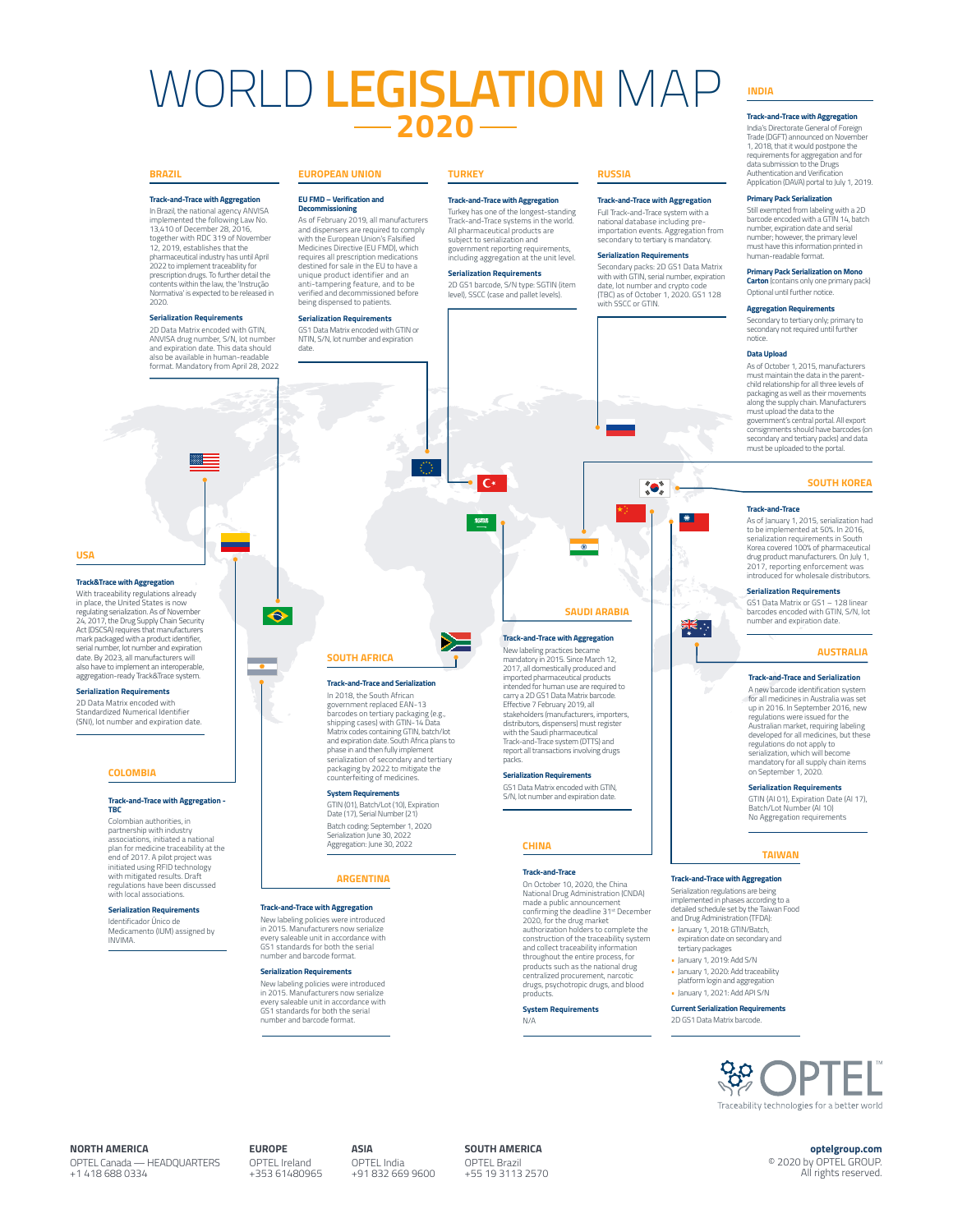# WORLD LEGISLATION MAP 2020

## BRAZIL

### Track-and-Trace with Aggregation

In Brazil, the national agency ANVISA implemented the following Law No. 13,410 of December 28, 2016, together with RDC 319 of November 12, 2019, establishes that the pharmaceutical industry has until April 2022 to implement traceability for prescription drugs. To further detail the contents within the law, the 'Instrução Normativa' is expected to be released in 2020.

### Serialization Requirements

2D Data Matrix encoded with GTIN, ANVISA drug number, S/N, lot number and expiration date. This data should also be available in human-readable format. Mandatory from April 28, 2022

## EUROPEAN UNION

### EU FMD – Verification and Decommissioning

As of February 2019, all manufacturers and dispensers are required to comply with the European Union's Falsified Medicines Directive (EU FMD), which requires all prescription medications destined for sale in the EU to have a unique product identifier and an anti-tampering feature, and to be verified and decommissioned before being dispensed to patients.

### Serialization Requirements

GS1 Data Matrix encoded with GTIN or NTIN, S/N, lot number and expiration date.

## TURKEY

### Track-and-Trace with Aggregation

Turkey has one of the longest-standing Track-and-Trace systems in the world. All pharmaceutical products are subject to serialization and government reporting requirements, including aggregation at the unit level.

### Serialization Requirements

2D GS1 barcode, S/N type: SGTIN (item level), SSCC (case and pallet levels).

## RUSSIA

### Track-and-Trace with Aggregation

Full Track-and-Trace system with a national database including pre-importation events. Aggregation from secondary to tertiary is mandatory.

### Serialization Requirements

Secondary packs: 2D GS1 Data Matrix with with GTIN, serial number, expiration date, lot number and crypto code (TBC) as of October 1, 2020. GS1 128 with SSCC or GTIN.

## INDIA

### Track-and-Trace with Aggregation

India's Directorate General of Foreign Trade (DGFT) announced on November 1, 2018, that it would postpone the requirements for aggregation and for data submission to the Drugs Authentication and Verification Application (DAVA) portal to July 1, 2019.

### Primary Pack Serialization

Still exempted from labeling with a 2D barcode encoded with a GTIN 14, batch number, expiration date and serial number; however, the primary level must have this information printed in human-readable format.

### Primary Pack Serialization on Mono Carton

**Primary Pack Serialization on Mono Carton** (contains only one primary pack)

Optional until further notice.

### Aggregation Requirements

Secondary to tertiary only; primary to secondary not required until further notice.

### Data Upload

As of October 1, 2015, manufacturers must maintain the data in the parent-child relationship for all three levels of packaging as well as their movements along the supply chain. Manufacturers must upload the data to the government's central portal. All export consignments should have barcodes (on secondary and tertiary packs) and data must be uploaded to the portal.

## SOUTH KOREA

### Track-and-Trace

As of January 1, 2015, serialization had to be implemented at 50%. In 2016, serialization requirements in South Korea covered 100% of pharmaceutical drug product manufacturers. On July 1, 2017, reporting enforcement was introduced for wholesale distributors.

### Serialization Requirements

GS1 Data Matrix or GS1 – 128 linear barcodes encoded with GTIN, S/N, lot number and expiration date.

## USA

### Track&Trace with Aggregation

With traceability regulations already in place, the United States is now regulating serialization. As of November 24, 2017, the Drug Supply Chain Security Act (DSCSA) requires that manufacturers mark packaged with a product identifier, serial number, lot number and expiration date. By 2023, all manufacturers will also have to implement an interoperable, aggregation-ready Track&Trace system.

### Serialization Requirements

2D Data Matrix encoded with Standardized Numerical Identifier (SNI), lot number and expiration date.

## SAUDI ARABIA

### Track-and-Trace with Aggregation

New labeling practices became mandatory in 2015. Since March 12, 2017, all domestically produced and imported pharmaceutical products intended for human use are required to carry a 2D GS1 Data Matrix barcode. Effective 7 February 2019, all stakeholders (manufacturers, importers, distributors, dispensers) must register with the Saudi pharmaceutical Track-and-Trace system (DTTS) and report all transactions involving drugs packs.

### Serialization Requirements

GS1 Data Matrix encoded with GTIN, S/N, lot number and expiration date.

## SOUTH AFRICA

### Track-and-Trace and Serialization

In 2018, the South African government replaced EAN-13 barcodes on tertiary packaging (e.g., shipping cases) with GTIN-14 Data Matrix codes containing GTIN, batch/lot and expiration date. South Africa plans to phase in and then fully implement serialization of secondary and tertiary packaging by 2022 to mitigate the counterfeiting of medicines.

### System Requirements

GTIN (01), Batch/Lot (10), Expiration Date (17), Serial Number (21)

Batch coding: September 1, 2020
Serialization June 30, 2022
Aggregation: June 30, 2022

## AUSTRALIA

### Track-and-Trace and Serialization

A new barcode identification system for all medicines in Australia was set up in 2016. In September 2016, new regulations were issued for the Australian market, requiring labeling developed for all medicines, but these regulations do not apply to serialization, which will become mandatory for all supply chain items on September 1, 2020.

### Serialization Requirements

GTIN (AI 01), Expiration Date (AI 17), Batch/Lot Number (AI 10)
No Aggregation requirements

## COLOMBIA

### Track-and-Trace with Aggregation - TBC

Colombian authorities, in partnership with industry associations, initiated a national plan for medicine traceability at the end of 2017. A pilot project was initiated using RFID technology with mitigated results. Draft regulations have been discussed with local associations.

### Serialization Requirements

Identificador Único de Medicamento (IUM) assigned by INVIMA.

## ARGENTINA

### Track-and-Trace with Aggregation

New labeling policies were introduced in 2015. Manufacturers now serialize every saleable unit in accordance with GS1 standards for both the serial number and barcode format.

### Serialization Requirements

New labeling policies were introduced in 2015. Manufacturers now serialize every saleable unit in accordance with GS1 standards for both the serial number and barcode format.

## CHINA

### Track-and-Trace

On October 10, 2020, the China National Drug Administration (CNDA) made a public announcement confirming the deadline 31st December 2020, for the drug market authorization holders to complete the construction of the traceability system and collect traceability information throughout the entire process, for products such as the national drug centralized procurement, narcotic drugs, psychotropic drugs, and blood products.

### System Requirements

N/A

## TAIWAN

### Track-and-Trace with Aggregation

Serialization regulations are being implemented in phases according to a detailed schedule set by the Taiwan Food and Drug Administration (TFDA):

- January 1, 2018: GTIN/Batch, expiration date on secondary and tertiary packages
- January 1, 2019: Add S/N
- January 1, 2020: Add traceability platform login and aggregation
- January 1, 2021: Add API S/N

### Current Serialization Requirements

2D GS1 Data Matrix barcode.

OPTEL
Traceability technologies for a better world

**NORTH AMERICA**
OPTEL Canada — HEADQUARTERS
+1 418 688 0334

**EUROPE**
OPTEL Ireland
+353 61480965

**ASIA**
OPTEL India
+91 832 669 9600

**SOUTH AMERICA**
OPTEL Brazil
+55 19 3113 2570

**optelgroup.com**
© 2020 by OPTEL GROUP.
All rights reserved.